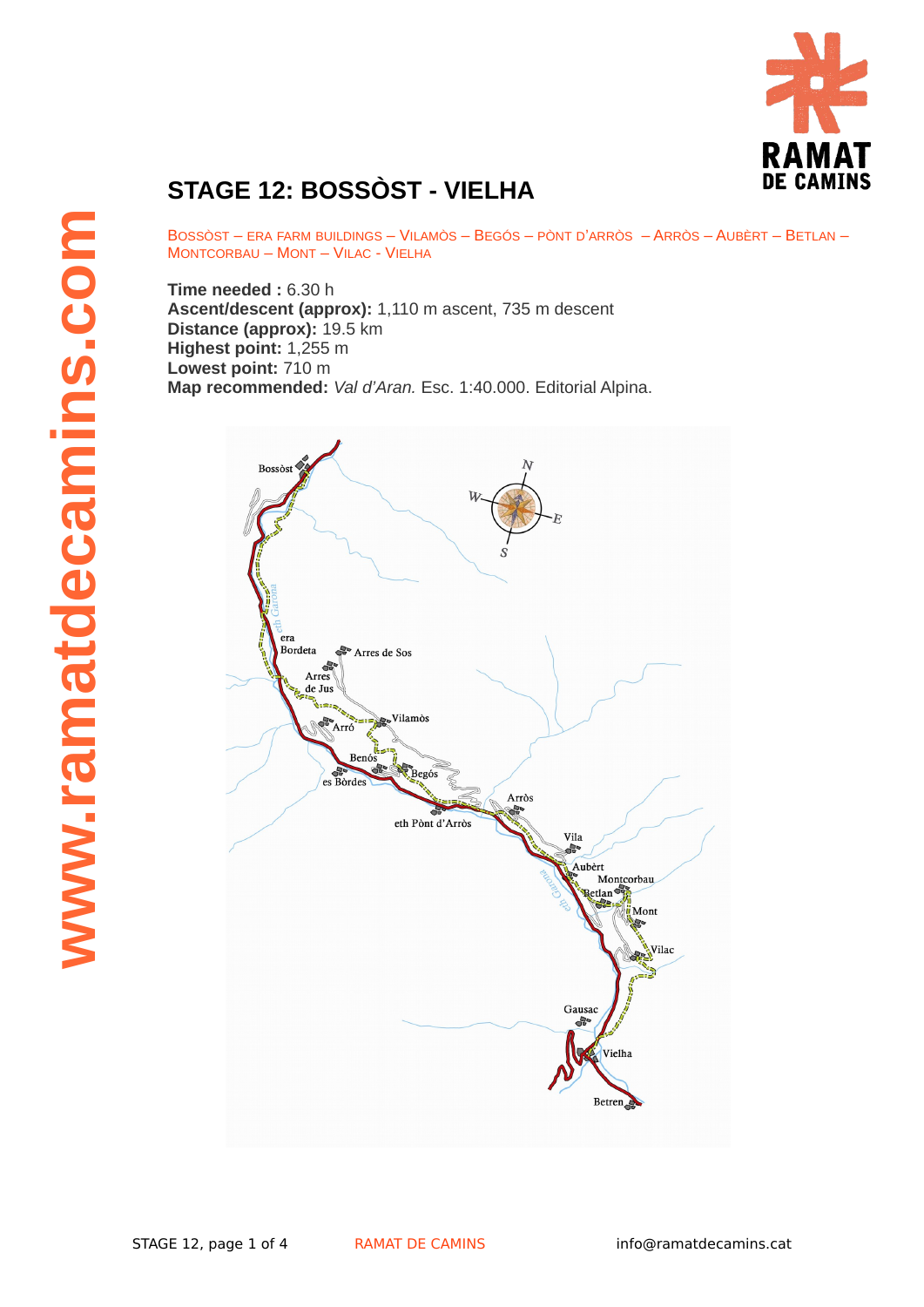# STAGE 12: BOSSÒST - VIELHA

BOSSÒST – ERA FARM BUILDINGS – VILAMÒS – BEGÓS – PÒNT D'ARRÒS – ARRÒS – AUBÈRT – BETLAN – MONTCORBAU – MONT – VILAC - VIELHA

**Time needed :** 6.30 h
**Ascent/descent (approx):** 1,110 m ascent, 735 m descent
**Distance (approx):** 19.5 km
**Highest point:** 1,255 m
**Lowest point:** 710 m
**Map recommended:** *Val d'Aran.* Esc. 1:40.000. Editorial Alpina.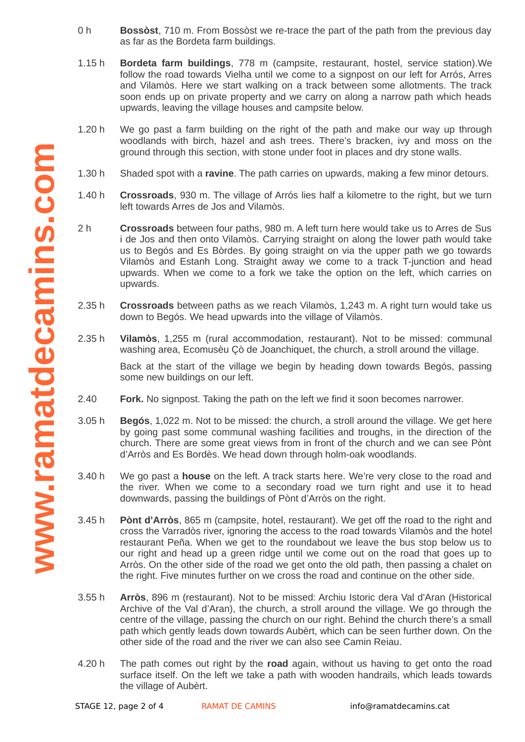0 h **Bossòst**, 710 m. From Bossòst we re-trace the part of the path from the previous day as far as the Bordeta farm buildings.

1.15 h **Bordeta farm buildings**, 778 m (campsite, restaurant, hostel, service station).We follow the road towards Vielha until we come to a signpost on our left for Arrós, Arres and Vilamòs. Here we start walking on a track between some allotments. The track soon ends up on private property and we carry on along a narrow path which heads upwards, leaving the village houses and campsite below.

1.20 h We go past a farm building on the right of the path and make our way up through woodlands with birch, hazel and ash trees. There's bracken, ivy and moss on the ground through this section, with stone under foot in places and dry stone walls.

1.30 h Shaded spot with a **ravine**. The path carries on upwards, making a few minor detours.

1.40 h **Crossroads**, 930 m. The village of Arrós lies half a kilometre to the right, but we turn left towards Arres de Jos and Vilamòs.

2 h **Crossroads** between four paths, 980 m. A left turn here would take us to Arres de Sus i de Jos and then onto Vilamòs. Carrying straight on along the lower path would take us to Begós and Es Bòrdes. By going straight on via the upper path we go towards Vilamòs and Estanh Long. Straight away we come to a track T-junction and head upwards. When we come to a fork we take the option on the left, which carries on upwards.

2.35 h **Crossroads** between paths as we reach Vilamòs, 1,243 m. A right turn would take us down to Begós. We head upwards into the village of Vilamòs.

2.35 h **Vilamòs**, 1,255 m (rural accommodation, restaurant). Not to be missed: communal washing area, Ecomusèu Çò de Joanchiquet, the church, a stroll around the village.

Back at the start of the village we begin by heading down towards Begós, passing some new buildings on our left.

2.40 **Fork.** No signpost. Taking the path on the left we find it soon becomes narrower.

3.05 h **Begós**, 1,022 m. Not to be missed: the church, a stroll around the village. We get here by going past some communal washing facilities and troughs, in the direction of the church. There are some great views from in front of the church and we can see Pònt d'Arròs and Es Bordès. We head down through holm-oak woodlands.

3.40 h We go past a **house** on the left. A track starts here. We're very close to the road and the river. When we come to a secondary road we turn right and use it to head downwards, passing the buildings of Pònt d'Arròs on the right.

3.45 h **Pònt d'Arròs**, 865 m (campsite, hotel, restaurant). We get off the road to the right and cross the Varradòs river, ignoring the access to the road towards Vilamòs and the hotel restaurant Peña. When we get to the roundabout we leave the bus stop below us to our right and head up a green ridge until we come out on the road that goes up to Arròs. On the other side of the road we get onto the old path, then passing a chalet on the right. Five minutes further on we cross the road and continue on the other side.

3.55 h **Arròs**, 896 m (restaurant). Not to be missed: Archiu Istoric dera Val d'Aran (Historical Archive of the Val d'Aran), the church, a stroll around the village. We go through the centre of the village, passing the church on our right. Behind the church there's a small path which gently leads down towards Aubèrt, which can be seen further down. On the other side of the road and the river we can also see Camin Reiau.

4.20 h The path comes out right by the **road** again, without us having to get onto the road surface itself. On the left we take a path with wooden handrails, which leads towards the village of Aubèrt.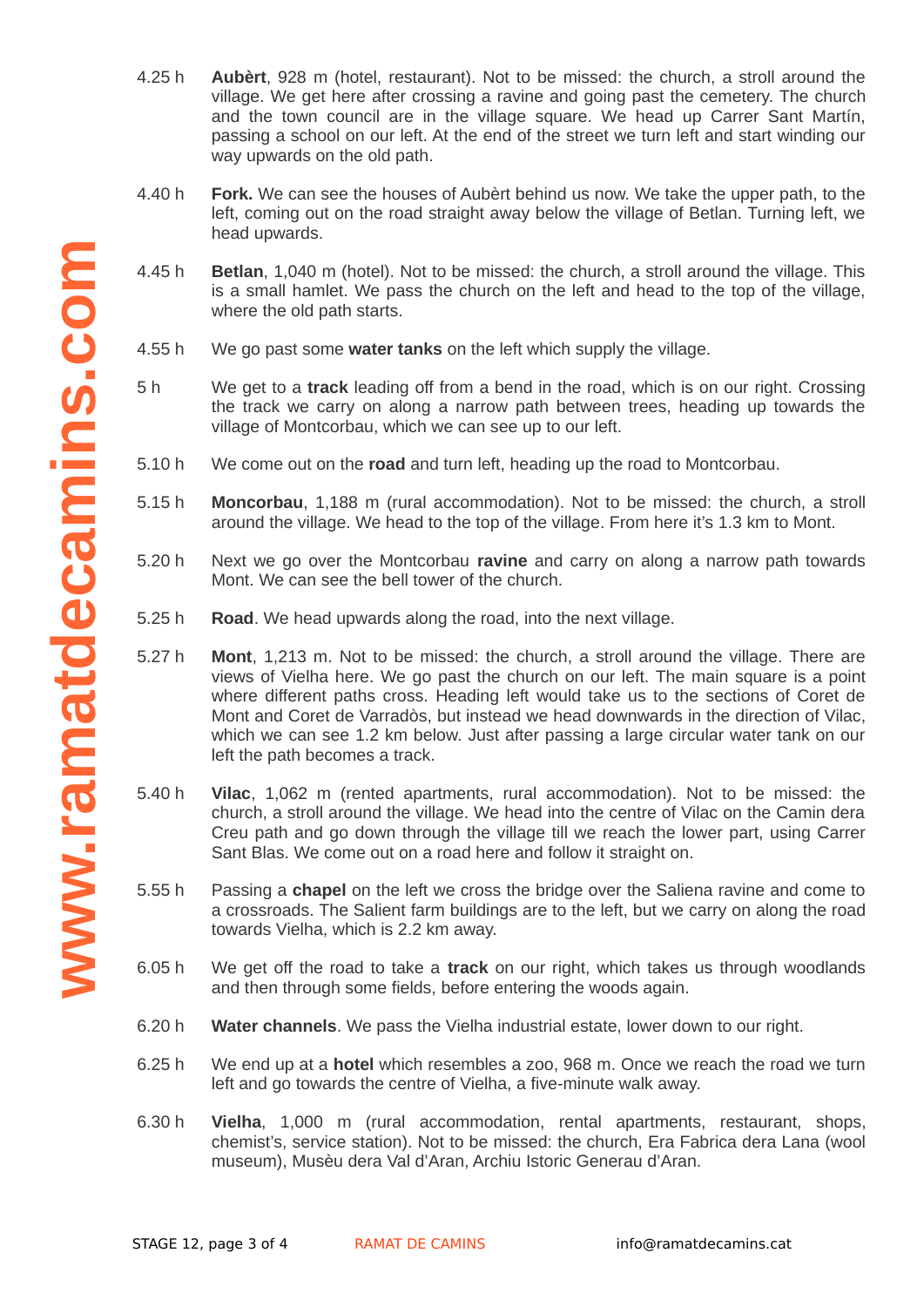4.25 h **Aubèrt**, 928 m (hotel, restaurant). Not to be missed: the church, a stroll around the village. We get here after crossing a ravine and going past the cemetery. The church and the town council are in the village square. We head up Carrer Sant Martín, passing a school on our left. At the end of the street we turn left and start winding our way upwards on the old path.

4.40 h **Fork.** We can see the houses of Aubèrt behind us now. We take the upper path, to the left, coming out on the road straight away below the village of Betlan. Turning left, we head upwards.

4.45 h **Betlan**, 1,040 m (hotel). Not to be missed: the church, a stroll around the village. This is a small hamlet. We pass the church on the left and head to the top of the village, where the old path starts.

4.55 h We go past some **water tanks** on the left which supply the village.

5 h We get to a **track** leading off from a bend in the road, which is on our right. Crossing the track we carry on along a narrow path between trees, heading up towards the village of Montcorbau, which we can see up to our left.

5.10 h We come out on the **road** and turn left, heading up the road to Montcorbau.

5.15 h **Moncorbau**, 1,188 m (rural accommodation). Not to be missed: the church, a stroll around the village. We head to the top of the village. From here it's 1.3 km to Mont.

5.20 h Next we go over the Montcorbau **ravine** and carry on along a narrow path towards Mont. We can see the bell tower of the church.

5.25 h **Road**. We head upwards along the road, into the next village.

5.27 h **Mont**, 1,213 m. Not to be missed: the church, a stroll around the village. There are views of Vielha here. We go past the church on our left. The main square is a point where different paths cross. Heading left would take us to the sections of Coret de Mont and Coret de Varradòs, but instead we head downwards in the direction of Vilac, which we can see 1.2 km below. Just after passing a large circular water tank on our left the path becomes a track.

5.40 h **Vilac**, 1,062 m (rented apartments, rural accommodation). Not to be missed: the church, a stroll around the village. We head into the centre of Vilac on the Camin dera Creu path and go down through the village till we reach the lower part, using Carrer Sant Blas. We come out on a road here and follow it straight on.

5.55 h Passing a **chapel** on the left we cross the bridge over the Saliena ravine and come to a crossroads. The Salient farm buildings are to the left, but we carry on along the road towards Vielha, which is 2.2 km away.

6.05 h We get off the road to take a **track** on our right, which takes us through woodlands and then through some fields, before entering the woods again.

6.20 h **Water channels**. We pass the Vielha industrial estate, lower down to our right.

6.25 h We end up at a **hotel** which resembles a zoo, 968 m. Once we reach the road we turn left and go towards the centre of Vielha, a five-minute walk away.

6.30 h **Vielha**, 1,000 m (rural accommodation, rental apartments, restaurant, shops, chemist's, service station). Not to be missed: the church, Era Fabrica dera Lana (wool museum), Musèu dera Val d'Aran, Archiu Istoric Generau d'Aran.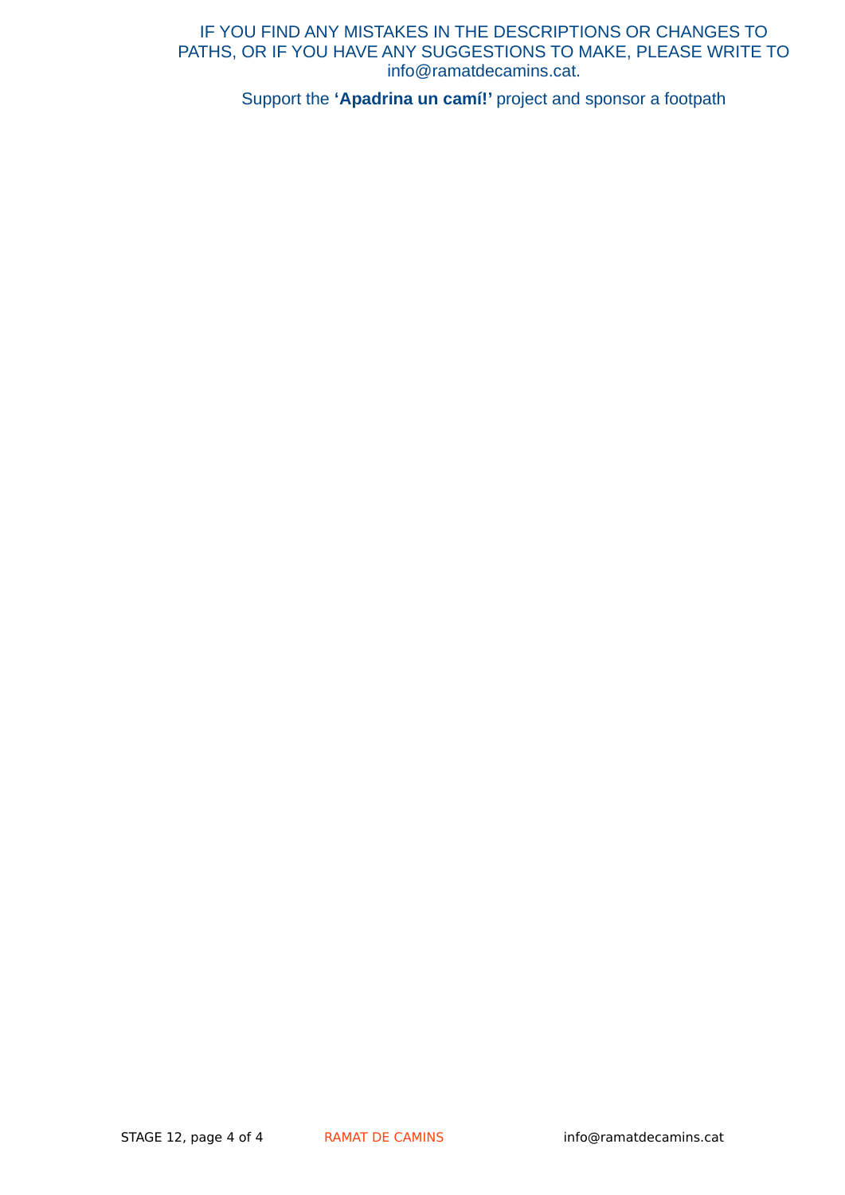IF YOU FIND ANY MISTAKES IN THE DESCRIPTIONS OR CHANGES TO PATHS, OR IF YOU HAVE ANY SUGGESTIONS TO MAKE, PLEASE WRITE TO info@ramatdecamins.cat.

Support the **'Apadrina un camí!'** project and sponsor a footpath